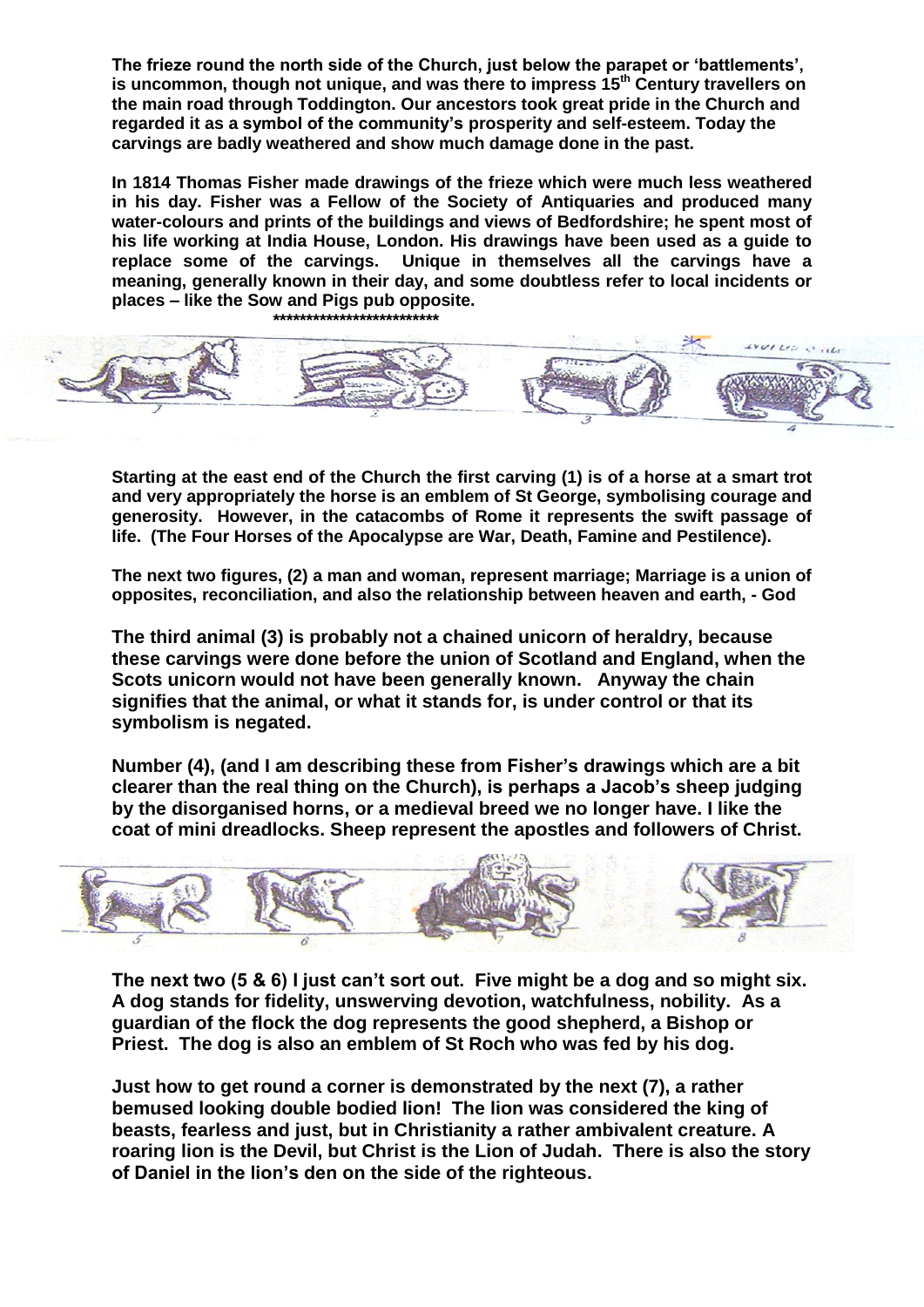**The frieze round the north side of the Church, just below the parapet or 'battlements', is uncommon, though not unique, and was there to impress 15th Century travellers on the main road through Toddington. Our ancestors took great pride in the Church and regarded it as a symbol of the community's prosperity and self-esteem. Today the carvings are badly weathered and show much damage done in the past.**

**In 1814 Thomas Fisher made drawings of the frieze which were much less weathered in his day. Fisher was a Fellow of the Society of Antiquaries and produced many water-colours and prints of the buildings and views of Bedfordshire; he spent most of his life working at India House, London. His drawings have been used as a guide to replace some of the carvings. Unique in themselves all the carvings have a meaning, generally known in their day, and some doubtless refer to local incidents or places – like the Sow and Pigs pub opposite.**

**************************

**Starting at the east end of the Church the first carving (1) is of a horse at a smart trot and very appropriately the horse is an emblem of St George, symbolising courage and generosity. However, in the catacombs of Rome it represents the swift passage of life. (The Four Horses of the Apocalypse are War, Death, Famine and Pestilence).**

**The next two figures, (2) a man and woman, represent marriage; Marriage is a union of opposites, reconciliation, and also the relationship between heaven and earth, - God**

**The third animal (3) is probably not a chained unicorn of heraldry, because these carvings were done before the union of Scotland and England, when the Scots unicorn would not have been generally known. Anyway the chain signifies that the animal, or what it stands for, is under control or that its symbolism is negated.**

**Number (4), (and I am describing these from Fisher's drawings which are a bit clearer than the real thing on the Church), is perhaps a Jacob's sheep judging by the disorganised horns, or a medieval breed we no longer have. I like the coat of mini dreadlocks. Sheep represent the apostles and followers of Christ.**

**The next two (5 & 6) I just can't sort out. Five might be a dog and so might six. A dog stands for fidelity, unswerving devotion, watchfulness, nobility. As a guardian of the flock the dog represents the good shepherd, a Bishop or Priest. The dog is also an emblem of St Roch who was fed by his dog.**

**Just how to get round a corner is demonstrated by the next (7), a rather bemused looking double bodied lion! The lion was considered the king of beasts, fearless and just, but in Christianity a rather ambivalent creature. A roaring lion is the Devil, but Christ is the Lion of Judah. There is also the story of Daniel in the lion's den on the side of the righteous.**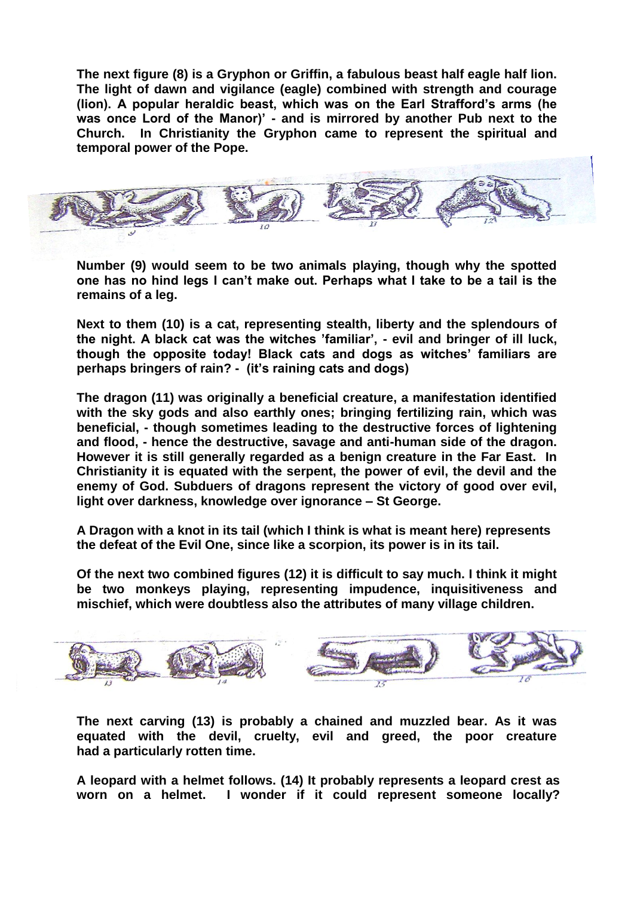**The next figure (8) is a Gryphon or Griffin, a fabulous beast half eagle half lion. The light of dawn and vigilance (eagle) combined with strength and courage (lion). A popular heraldic beast, which was on the Earl Strafford's arms (he was once Lord of the Manor)' - and is mirrored by another Pub next to the Church. In Christianity the Gryphon came to represent the spiritual and temporal power of the Pope.**

**Number (9) would seem to be two animals playing, though why the spotted one has no hind legs I can't make out. Perhaps what I take to be a tail is the remains of a leg.**

**Next to them (10) is a cat, representing stealth, liberty and the splendours of the night. A black cat was the witches 'familiar', - evil and bringer of ill luck, though the opposite today! Black cats and dogs as witches' familiars are perhaps bringers of rain? - (it's raining cats and dogs)**

**The dragon (11) was originally a beneficial creature, a manifestation identified with the sky gods and also earthly ones; bringing fertilizing rain, which was beneficial, - though sometimes leading to the destructive forces of lightening and flood, - hence the destructive, savage and anti-human side of the dragon. However it is still generally regarded as a benign creature in the Far East. In Christianity it is equated with the serpent, the power of evil, the devil and the enemy of God. Subduers of dragons represent the victory of good over evil, light over darkness, knowledge over ignorance – St George.**

**A Dragon with a knot in its tail (which I think is what is meant here) represents the defeat of the Evil One, since like a scorpion, its power is in its tail.**

**Of the next two combined figures (12) it is difficult to say much. I think it might be two monkeys playing, representing impudence, inquisitiveness and mischief, which were doubtless also the attributes of many village children.**

**The next carving (13) is probably a chained and muzzled bear. As it was equated with the devil, cruelty, evil and greed, the poor creature had a particularly rotten time.**

**A leopard with a helmet follows. (14) It probably represents a leopard crest as worn on a helmet. I wonder if it could represent someone locally?**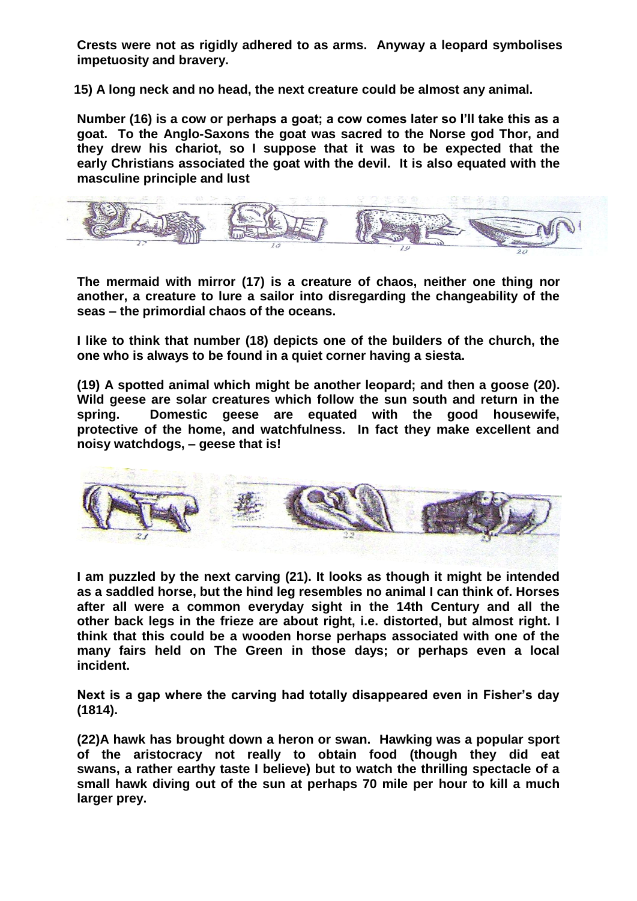**Crests were not as rigidly adhered to as arms. Anyway a leopard symbolises impetuosity and bravery.**

**15) A long neck and no head, the next creature could be almost any animal.**

**Number (16) is a cow or perhaps a goat; a cow comes later so I'll take this as a goat. To the Anglo-Saxons the goat was sacred to the Norse god Thor, and they drew his chariot, so I suppose that it was to be expected that the early Christians associated the goat with the devil. It is also equated with the masculine principle and lust**

**The mermaid with mirror (17) is a creature of chaos, neither one thing nor another, a creature to lure a sailor into disregarding the changeability of the seas – the primordial chaos of the oceans.**

**I like to think that number (18) depicts one of the builders of the church, the one who is always to be found in a quiet corner having a siesta.**

**(19) A spotted animal which might be another leopard; and then a goose (20). Wild geese are solar creatures which follow the sun south and return in the spring. Domestic geese are equated with the good housewife, protective of the home, and watchfulness. In fact they make excellent and noisy watchdogs, – geese that is!**

**I am puzzled by the next carving (21). It looks as though it might be intended as a saddled horse, but the hind leg resembles no animal I can think of. Horses after all were a common everyday sight in the 14th Century and all the other back legs in the frieze are about right, i.e. distorted, but almost right. I think that this could be a wooden horse perhaps associated with one of the many fairs held on The Green in those days; or perhaps even a local incident.**

**Next is a gap where the carving had totally disappeared even in Fisher's day (1814).**

**(22)A hawk has brought down a heron or swan. Hawking was a popular sport of the aristocracy not really to obtain food (though they did eat swans, a rather earthy taste I believe) but to watch the thrilling spectacle of a small hawk diving out of the sun at perhaps 70 mile per hour to kill a much larger prey.**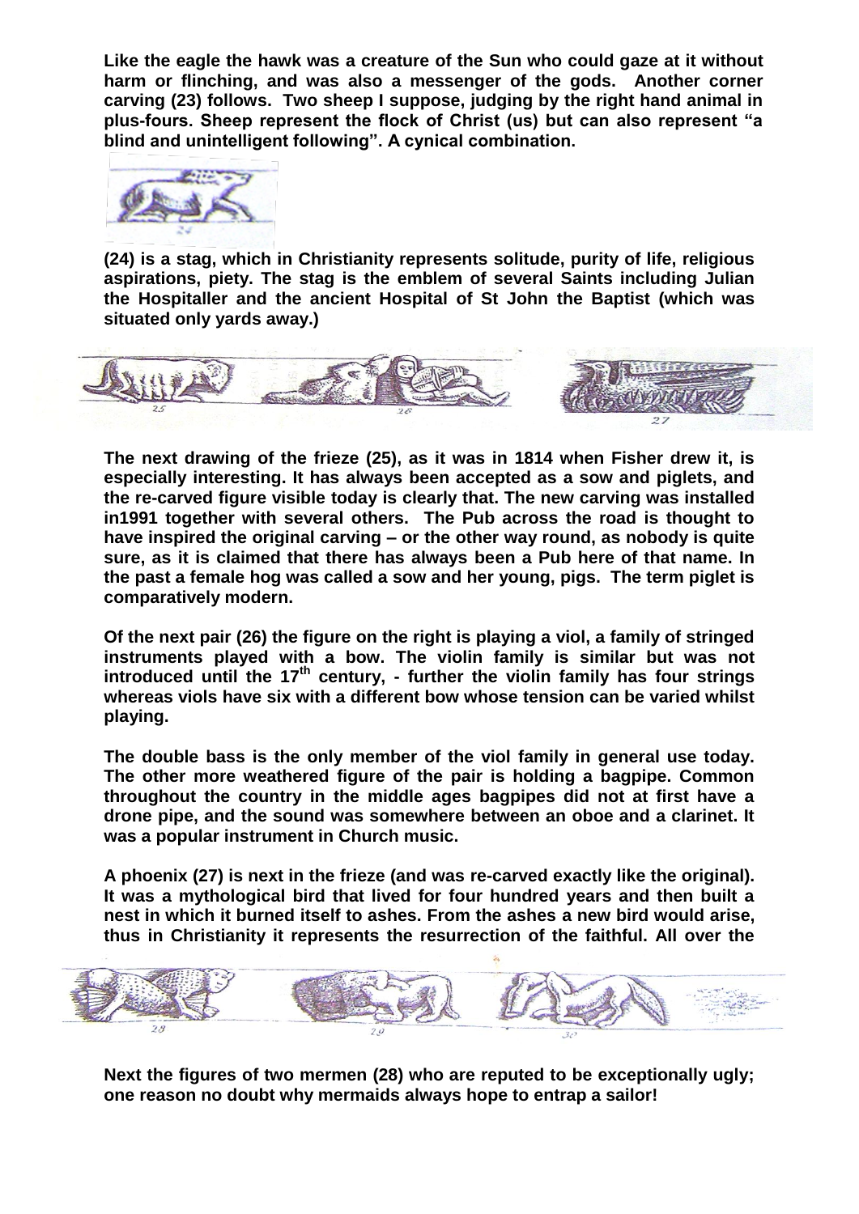**Like the eagle the hawk was a creature of the Sun who could gaze at it without harm or flinching, and was also a messenger of the gods. Another corner carving (23) follows. Two sheep I suppose, judging by the right hand animal in plus-fours. Sheep represent the flock of Christ (us) but can also represent "a blind and unintelligent following". A cynical combination.**

**(24) is a stag, which in Christianity represents solitude, purity of life, religious aspirations, piety. The stag is the emblem of several Saints including Julian the Hospitaller and the ancient Hospital of St John the Baptist (which was situated only yards away.)**

**The next drawing of the frieze (25), as it was in 1814 when Fisher drew it, is especially interesting. It has always been accepted as a sow and piglets, and the re-carved figure visible today is clearly that. The new carving was installed in1991 together with several others. The Pub across the road is thought to have inspired the original carving – or the other way round, as nobody is quite sure, as it is claimed that there has always been a Pub here of that name. In the past a female hog was called a sow and her young, pigs. The term piglet is comparatively modern.**

**Of the next pair (26) the figure on the right is playing a viol, a family of stringed instruments played with a bow. The violin family is similar but was not introduced until the 17th century, - further the violin family has four strings whereas viols have six with a different bow whose tension can be varied whilst playing.**

**The double bass is the only member of the viol family in general use today. The other more weathered figure of the pair is holding a bagpipe. Common throughout the country in the middle ages bagpipes did not at first have a drone pipe, and the sound was somewhere between an oboe and a clarinet. It was a popular instrument in Church music.**

**A phoenix (27) is next in the frieze (and was re-carved exactly like the original). It was a mythological bird that lived for four hundred years and then built a nest in which it burned itself to ashes. From the ashes a new bird would arise, thus in Christianity it represents the resurrection of the faithful. All over the**

**Next the figures of two mermen (28) who are reputed to be exceptionally ugly; one reason no doubt why mermaids always hope to entrap a sailor!**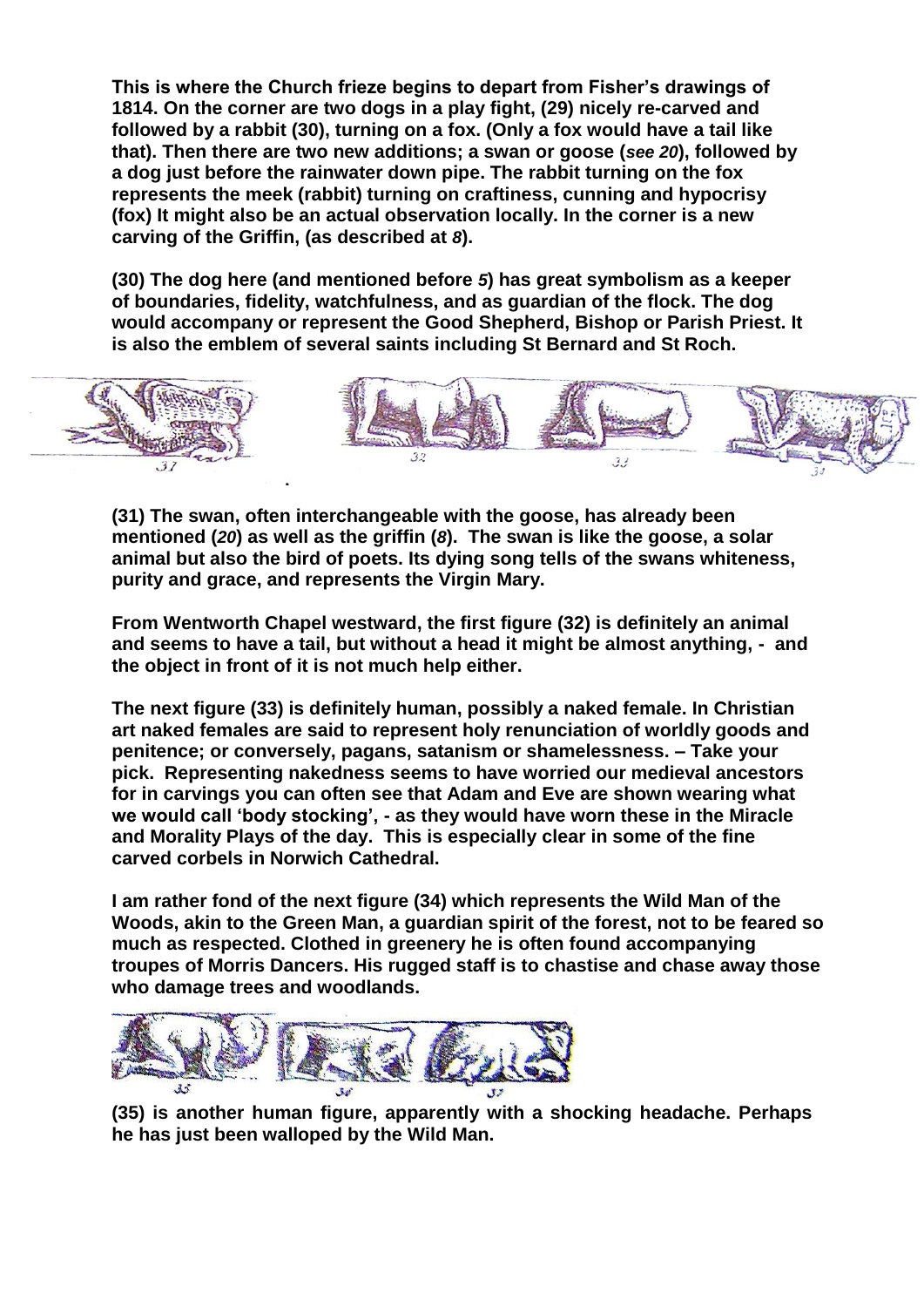**This is where the Church frieze begins to depart from Fisher's drawings of 1814. On the corner are two dogs in a play fight, (29) nicely re-carved and followed by a rabbit (30), turning on a fox. (Only a fox would have a tail like that). Then there are two new additions; a swan or goose (*see 20*), followed by a dog just before the rainwater down pipe. The rabbit turning on the fox represents the meek (rabbit) turning on craftiness, cunning and hypocrisy (fox) It might also be an actual observation locally. In the corner is a new carving of the Griffin, (as described at *8*).**

**(30) The dog here (and mentioned before *5*) has great symbolism as a keeper of boundaries, fidelity, watchfulness, and as guardian of the flock. The dog would accompany or represent the Good Shepherd, Bishop or Parish Priest. It is also the emblem of several saints including St Bernard and St Roch.**

**(31) The swan, often interchangeable with the goose, has already been mentioned (*20*) as well as the griffin (*8*). The swan is like the goose, a solar animal but also the bird of poets. Its dying song tells of the swans whiteness, purity and grace, and represents the Virgin Mary.**

**From Wentworth Chapel westward, the first figure (32) is definitely an animal and seems to have a tail, but without a head it might be almost anything, - and the object in front of it is not much help either.**

**The next figure (33) is definitely human, possibly a naked female. In Christian art naked females are said to represent holy renunciation of worldly goods and penitence; or conversely, pagans, satanism or shamelessness. – Take your pick. Representing nakedness seems to have worried our medieval ancestors for in carvings you can often see that Adam and Eve are shown wearing what we would call 'body stocking', - as they would have worn these in the Miracle and Morality Plays of the day. This is especially clear in some of the fine carved corbels in Norwich Cathedral.**

**I am rather fond of the next figure (34) which represents the Wild Man of the Woods, akin to the Green Man, a guardian spirit of the forest, not to be feared so much as respected. Clothed in greenery he is often found accompanying troupes of Morris Dancers. His rugged staff is to chastise and chase away those who damage trees and woodlands.**

**(35) is another human figure, apparently with a shocking headache. Perhaps he has just been walloped by the Wild Man.**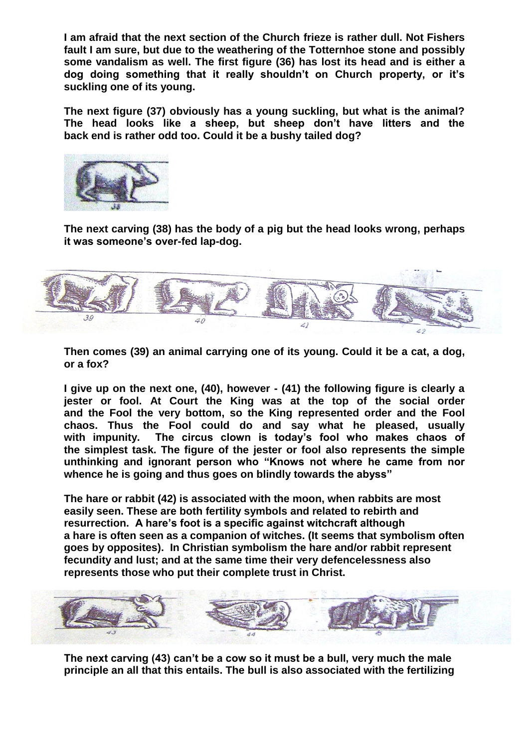**I am afraid that the next section of the Church frieze is rather dull. Not Fishers fault I am sure, but due to the weathering of the Totternhoe stone and possibly some vandalism as well. The first figure (36) has lost its head and is either a dog doing something that it really shouldn't on Church property, or it's suckling one of its young.**

**The next figure (37) obviously has a young suckling, but what is the animal? The head looks like a sheep, but sheep don't have litters and the back end is rather odd too. Could it be a bushy tailed dog?**

**The next carving (38) has the body of a pig but the head looks wrong, perhaps it was someone's over-fed lap-dog.**

**Then comes (39) an animal carrying one of its young. Could it be a cat, a dog, or a fox?**

**I give up on the next one, (40), however - (41) the following figure is clearly a jester or fool. At Court the King was at the top of the social order and the Fool the very bottom, so the King represented order and the Fool chaos. Thus the Fool could do and say what he pleased, usually with impunity. The circus clown is today's fool who makes chaos of the simplest task. The figure of the jester or fool also represents the simple unthinking and ignorant person who "Knows not where he came from nor whence he is going and thus goes on blindly towards the abyss"**

**The hare or rabbit (42) is associated with the moon, when rabbits are most easily seen. These are both fertility symbols and related to rebirth and resurrection. A hare's foot is a specific against witchcraft although a hare is often seen as a companion of witches. (It seems that symbolism often goes by opposites). In Christian symbolism the hare and/or rabbit represent fecundity and lust; and at the same time their very defencelessness also represents those who put their complete trust in Christ.**

**The next carving (43) can't be a cow so it must be a bull, very much the male principle an all that this entails. The bull is also associated with the fertilizing**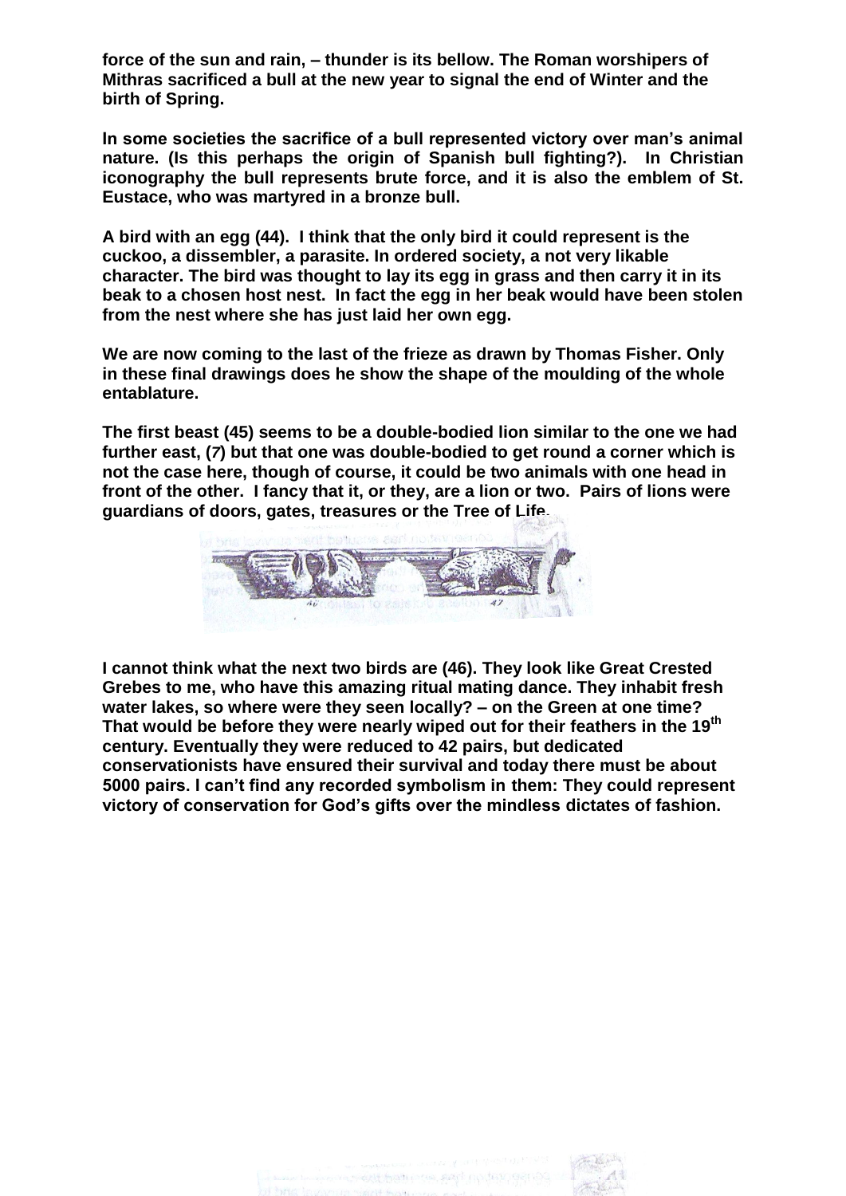**force of the sun and rain, – thunder is its bellow. The Roman worshipers of Mithras sacrificed a bull at the new year to signal the end of Winter and the birth of Spring.**

**In some societies the sacrifice of a bull represented victory over man's animal nature. (Is this perhaps the origin of Spanish bull fighting?). In Christian iconography the bull represents brute force, and it is also the emblem of St. Eustace, who was martyred in a bronze bull.**

**A bird with an egg (44). I think that the only bird it could represent is the cuckoo, a dissembler, a parasite. In ordered society, a not very likable character. The bird was thought to lay its egg in grass and then carry it in its beak to a chosen host nest. In fact the egg in her beak would have been stolen from the nest where she has just laid her own egg.**

**We are now coming to the last of the frieze as drawn by Thomas Fisher. Only in these final drawings does he show the shape of the moulding of the whole entablature.**

**The first beast (45) seems to be a double-bodied lion similar to the one we had further east, (7) but that one was double-bodied to get round a corner which is not the case here, though of course, it could be two animals with one head in front of the other. I fancy that it, or they, are a lion or two. Pairs of lions were guardians of doors, gates, treasures or the Tree of Life.**

46 47

**I cannot think what the next two birds are (46). They look like Great Crested Grebes to me, who have this amazing ritual mating dance. They inhabit fresh water lakes, so where were they seen locally? – on the Green at one time? That would be before they were nearly wiped out for their feathers in the 19th century. Eventually they were reduced to 42 pairs, but dedicated conservationists have ensured their survival and today there must be about 5000 pairs. I can't find any recorded symbolism in them: They could represent victory of conservation for God's gifts over the mindless dictates of fashion.**